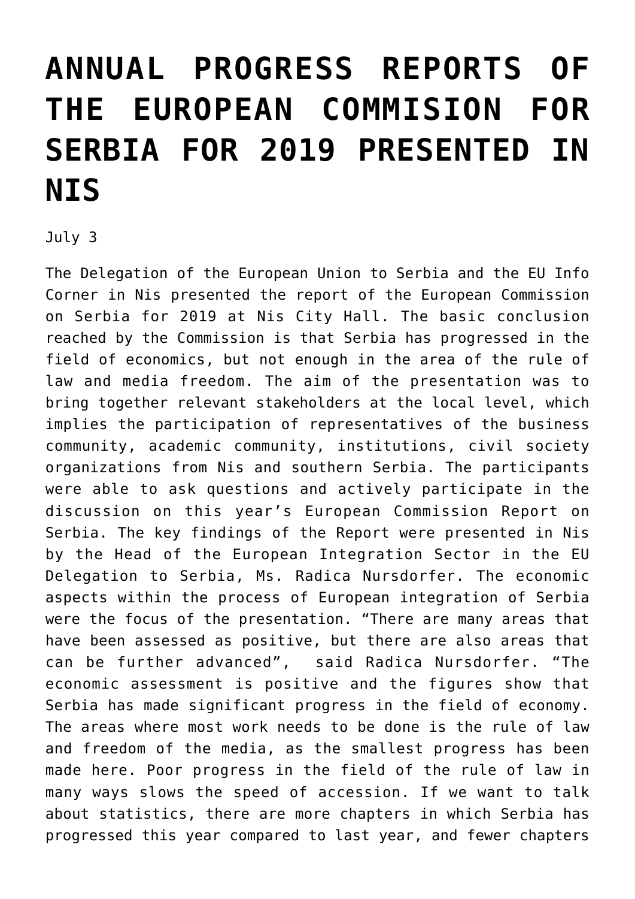# ANNUAL PROGRESS REPORTS OF THE EUROPEAN COMMISION FOR SERBIA FOR 2019 PRESENTED IN NIS

July 3

The Delegation of the European Union to Serbia and the EU Info Corner in Nis presented the report of the European Commission on Serbia for 2019 at Nis City Hall. The basic conclusion reached by the Commission is that Serbia has progressed in the field of economics, but not enough in the area of the rule of law and media freedom. The aim of the presentation was to bring together relevant stakeholders at the local level, which implies the participation of representatives of the business community, academic community, institutions, civil society organizations from Nis and southern Serbia. The participants were able to ask questions and actively participate in the discussion on this year's European Commission Report on Serbia. The key findings of the Report were presented in Nis by the Head of the European Integration Sector in the EU Delegation to Serbia, Ms. Radica Nursdorfer. The economic aspects within the process of European integration of Serbia were the focus of the presentation. "There are many areas that have been assessed as positive, but there are also areas that can be further advanced", said Radica Nursdorfer. "The economic assessment is positive and the figures show that Serbia has made significant progress in the field of economy. The areas where most work needs to be done is the rule of law and freedom of the media, as the smallest progress has been made here. Poor progress in the field of the rule of law in many ways slows the speed of accession. If we want to talk about statistics, there are more chapters in which Serbia has progressed this year compared to last year, and fewer chapters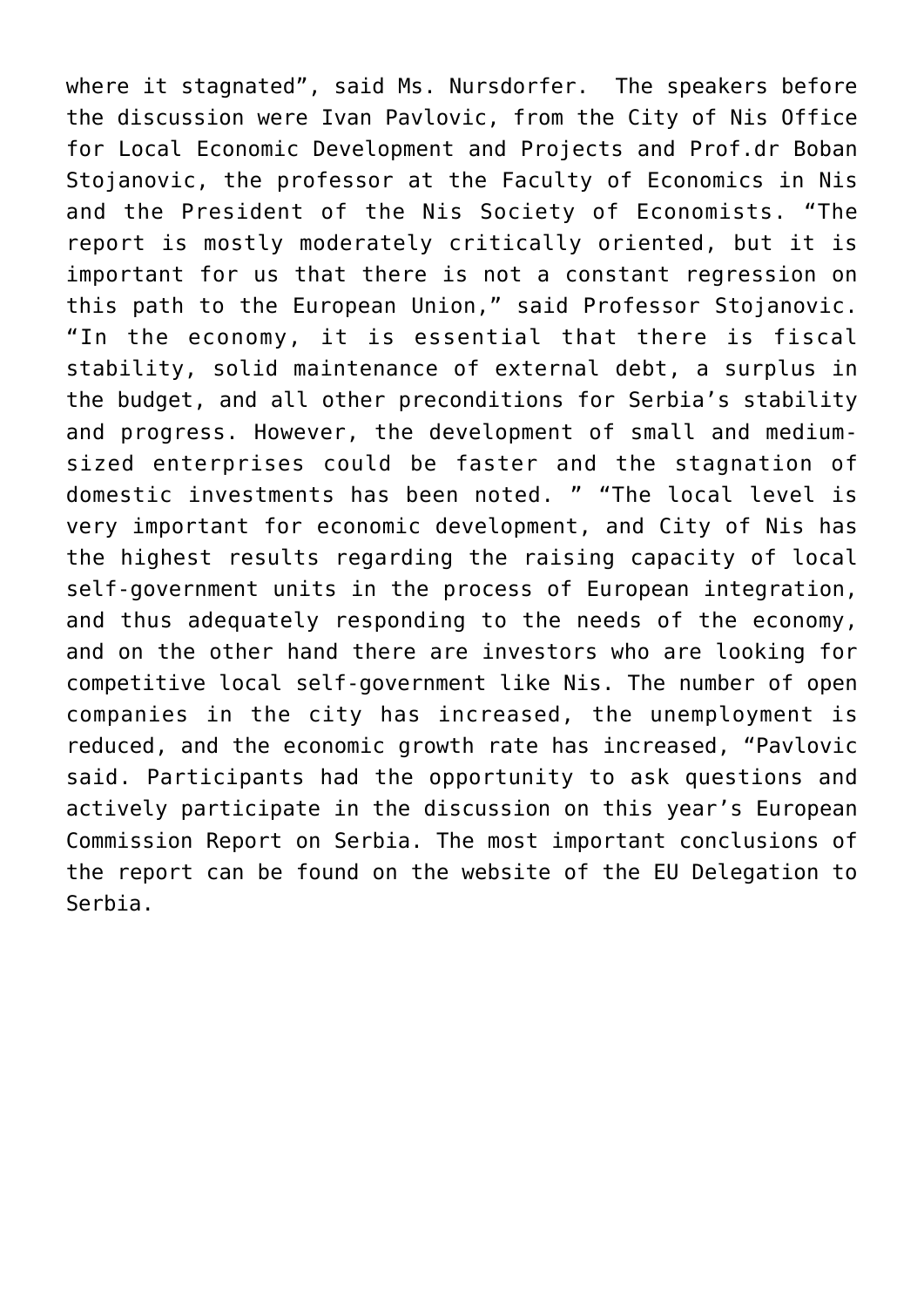where it stagnated", said Ms. Nursdorfer.  The speakers before the discussion were Ivan Pavlovic, from the City of Nis Office for Local Economic Development and Projects and Prof.dr Boban Stojanovic, the professor at the Faculty of Economics in Nis and the President of the Nis Society of Economists. "The report is mostly moderately critically oriented, but it is important for us that there is not a constant regression on this path to the European Union," said Professor Stojanovic. "In the economy, it is essential that there is fiscal stability, solid maintenance of external debt, a surplus in the budget, and all other preconditions for Serbia's stability and progress. However, the development of small and medium-sized enterprises could be faster and the stagnation of domestic investments has been noted. " "The local level is very important for economic development, and City of Nis has the highest results regarding the raising capacity of local self-government units in the process of European integration, and thus adequately responding to the needs of the economy, and on the other hand there are investors who are looking for competitive local self-government like Nis. The number of open companies in the city has increased, the unemployment is reduced, and the economic growth rate has increased, "Pavlovic said. Participants had the opportunity to ask questions and actively participate in the discussion on this year's European Commission Report on Serbia. The most important conclusions of the report can be found on the website of the EU Delegation to Serbia.